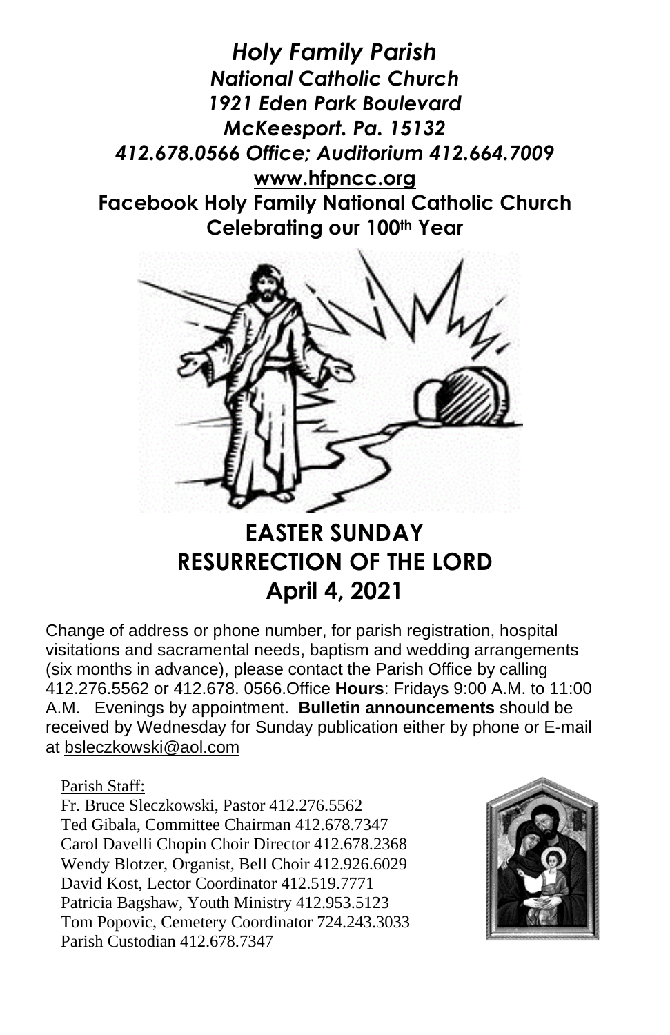***Holy Family Parish***
***National Catholic Church***
***1921 Eden Park Boulevard***
***McKeesport. Pa. 15132***
***412.678.0566 Office; Auditorium 412.664.7009***
**www.hfpncc.org**
**Facebook Holy Family National Catholic Church**
**Celebrating our 100th Year**

# EASTER SUNDAY
# RESURRECTION OF THE LORD
# April 4, 2021

Change of address or phone number, for parish registration, hospital visitations and sacramental needs, baptism and wedding arrangements (six months in advance), please contact the Parish Office by calling 412.276.5562 or 412.678. 0566.Office **Hours**: Fridays 9:00 A.M. to 11:00 A.M. Evenings by appointment. **Bulletin announcements** should be received by Wednesday for Sunday publication either by phone or E-mail at bsleczkowski@aol.com

Parish Staff:
Fr. Bruce Sleczkowski, Pastor 412.276.5562
Ted Gibala, Committee Chairman 412.678.7347
Carol Davelli Chopin Choir Director 412.678.2368
Wendy Blotzer, Organist, Bell Choir 412.926.6029
David Kost, Lector Coordinator 412.519.7771
Patricia Bagshaw, Youth Ministry 412.953.5123
Tom Popovic, Cemetery Coordinator 724.243.3033
Parish Custodian 412.678.7347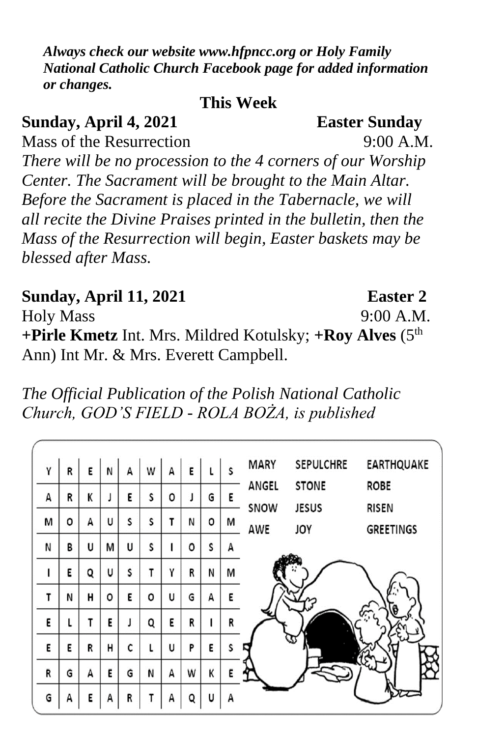***Always check our website www.hfpncc.org or Holy Family National Catholic Church Facebook page for added information or changes.***

## This Week

**Sunday, April 4, 2021** — **Easter Sunday**

Mass of the Resurrection — 9:00 A.M.

*There will be no procession to the 4 corners of our Worship Center. The Sacrament will be brought to the Main Altar. Before the Sacrament is placed in the Tabernacle, we will all recite the Divine Praises printed in the bulletin, then the Mass of the Resurrection will begin, Easter baskets may be blessed after Mass.*

**Sunday, April 11, 2021** — **Easter 2**

Holy Mass — 9:00 A.M.

**+Pirle Kmetz** Int. Mrs. Mildred Kotulsky; **+Roy Alves** (5th Ann) Int Mr. & Mrs. Everett Campbell.

*The Official Publication of the Polish National Catholic Church, GOD'S FIELD - ROLA BOŻA, is published*

| | | | | | | | | | |
|---|---|---|---|---|---|---|---|---|---|
| Y | R | E | N | A | W | A | E | L | S |
| A | R | K | J | E | S | O | J | G | E |
| M | O | A | U | S | S | T | N | O | M |
| N | B | U | M | U | S | I | O | S | A |
| I | E | Q | U | S | T | Y | R | N | M |
| T | N | H | O | E | O | U | G | A | E |
| E | L | T | E | J | Q | E | R | I | R |
| E | E | R | H | C | L | U | P | E | S |
| R | G | A | E | G | N | A | W | K | E |
| G | A | E | A | R | T | A | Q | U | A |

| | | |
|---|---|---|
| MARY | SEPULCHRE | EARTHQUAKE |
| ANGEL | STONE | ROBE |
| SNOW | JESUS | RISEN |
| AWE | JOY | GREETINGS |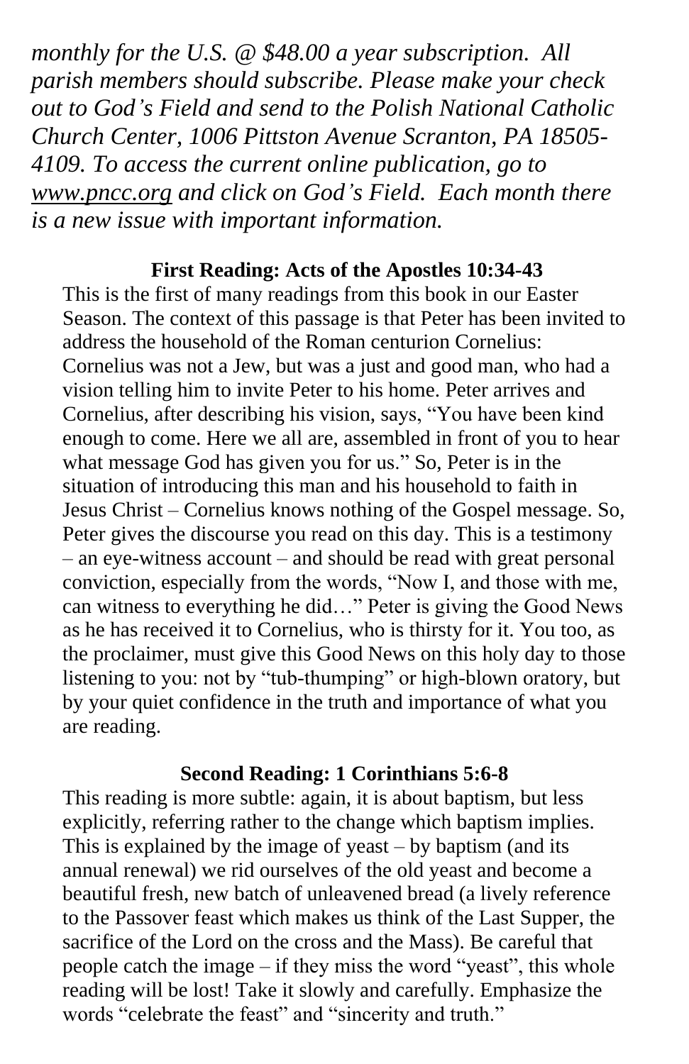*monthly for the U.S. @ $48.00 a year subscription. All parish members should subscribe. Please make your check out to God's Field and send to the Polish National Catholic Church Center, 1006 Pittston Avenue Scranton, PA 18505-4109. To access the current online publication, go to www.pncc.org and click on God's Field. Each month there is a new issue with important information.*

**First Reading: Acts of the Apostles 10:34-43**

This is the first of many readings from this book in our Easter Season. The context of this passage is that Peter has been invited to address the household of the Roman centurion Cornelius: Cornelius was not a Jew, but was a just and good man, who had a vision telling him to invite Peter to his home. Peter arrives and Cornelius, after describing his vision, says, "You have been kind enough to come. Here we all are, assembled in front of you to hear what message God has given you for us." So, Peter is in the situation of introducing this man and his household to faith in Jesus Christ – Cornelius knows nothing of the Gospel message. So, Peter gives the discourse you read on this day. This is a testimony – an eye-witness account – and should be read with great personal conviction, especially from the words, "Now I, and those with me, can witness to everything he did…" Peter is giving the Good News as he has received it to Cornelius, who is thirsty for it. You too, as the proclaimer, must give this Good News on this holy day to those listening to you: not by "tub-thumping" or high-blown oratory, but by your quiet confidence in the truth and importance of what you are reading.

**Second Reading: 1 Corinthians 5:6-8**

This reading is more subtle: again, it is about baptism, but less explicitly, referring rather to the change which baptism implies. This is explained by the image of yeast – by baptism (and its annual renewal) we rid ourselves of the old yeast and become a beautiful fresh, new batch of unleavened bread (a lively reference to the Passover feast which makes us think of the Last Supper, the sacrifice of the Lord on the cross and the Mass). Be careful that people catch the image – if they miss the word "yeast", this whole reading will be lost! Take it slowly and carefully. Emphasize the words "celebrate the feast" and "sincerity and truth."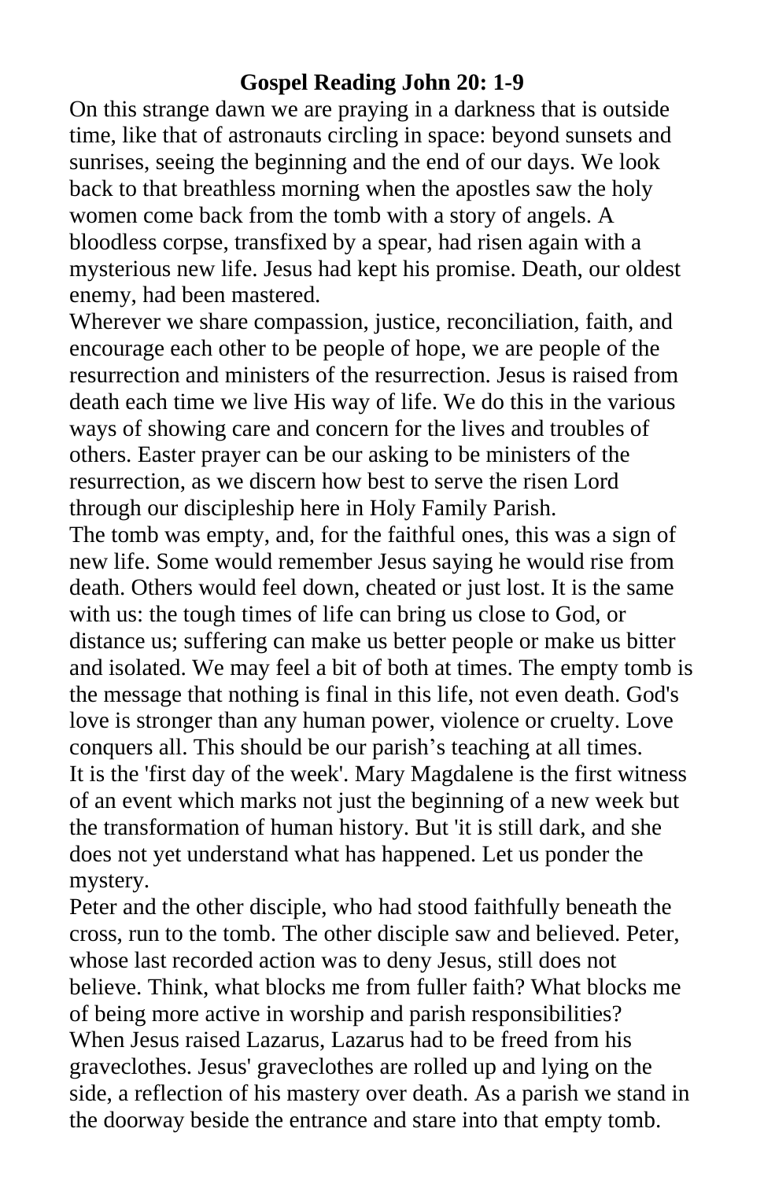**Gospel Reading John 20: 1-9**

On this strange dawn we are praying in a darkness that is outside time, like that of astronauts circling in space: beyond sunsets and sunrises, seeing the beginning and the end of our days. We look back to that breathless morning when the apostles saw the holy women come back from the tomb with a story of angels. A bloodless corpse, transfixed by a spear, had risen again with a mysterious new life. Jesus had kept his promise. Death, our oldest enemy, had been mastered.

Wherever we share compassion, justice, reconciliation, faith, and encourage each other to be people of hope, we are people of the resurrection and ministers of the resurrection. Jesus is raised from death each time we live His way of life. We do this in the various ways of showing care and concern for the lives and troubles of others. Easter prayer can be our asking to be ministers of the resurrection, as we discern how best to serve the risen Lord through our discipleship here in Holy Family Parish.

The tomb was empty, and, for the faithful ones, this was a sign of new life. Some would remember Jesus saying he would rise from death. Others would feel down, cheated or just lost. It is the same with us: the tough times of life can bring us close to God, or distance us; suffering can make us better people or make us bitter and isolated. We may feel a bit of both at times. The empty tomb is the message that nothing is final in this life, not even death. God's love is stronger than any human power, violence or cruelty. Love conquers all. This should be our parish's teaching at all times.

It is the 'first day of the week'. Mary Magdalene is the first witness of an event which marks not just the beginning of a new week but the transformation of human history. But 'it is still dark, and she does not yet understand what has happened. Let us ponder the mystery.

Peter and the other disciple, who had stood faithfully beneath the cross, run to the tomb. The other disciple saw and believed. Peter, whose last recorded action was to deny Jesus, still does not believe. Think, what blocks me from fuller faith? What blocks me of being more active in worship and parish responsibilities?

When Jesus raised Lazarus, Lazarus had to be freed from his graveclothes. Jesus' graveclothes are rolled up and lying on the side, a reflection of his mastery over death. As a parish we stand in the doorway beside the entrance and stare into that empty tomb.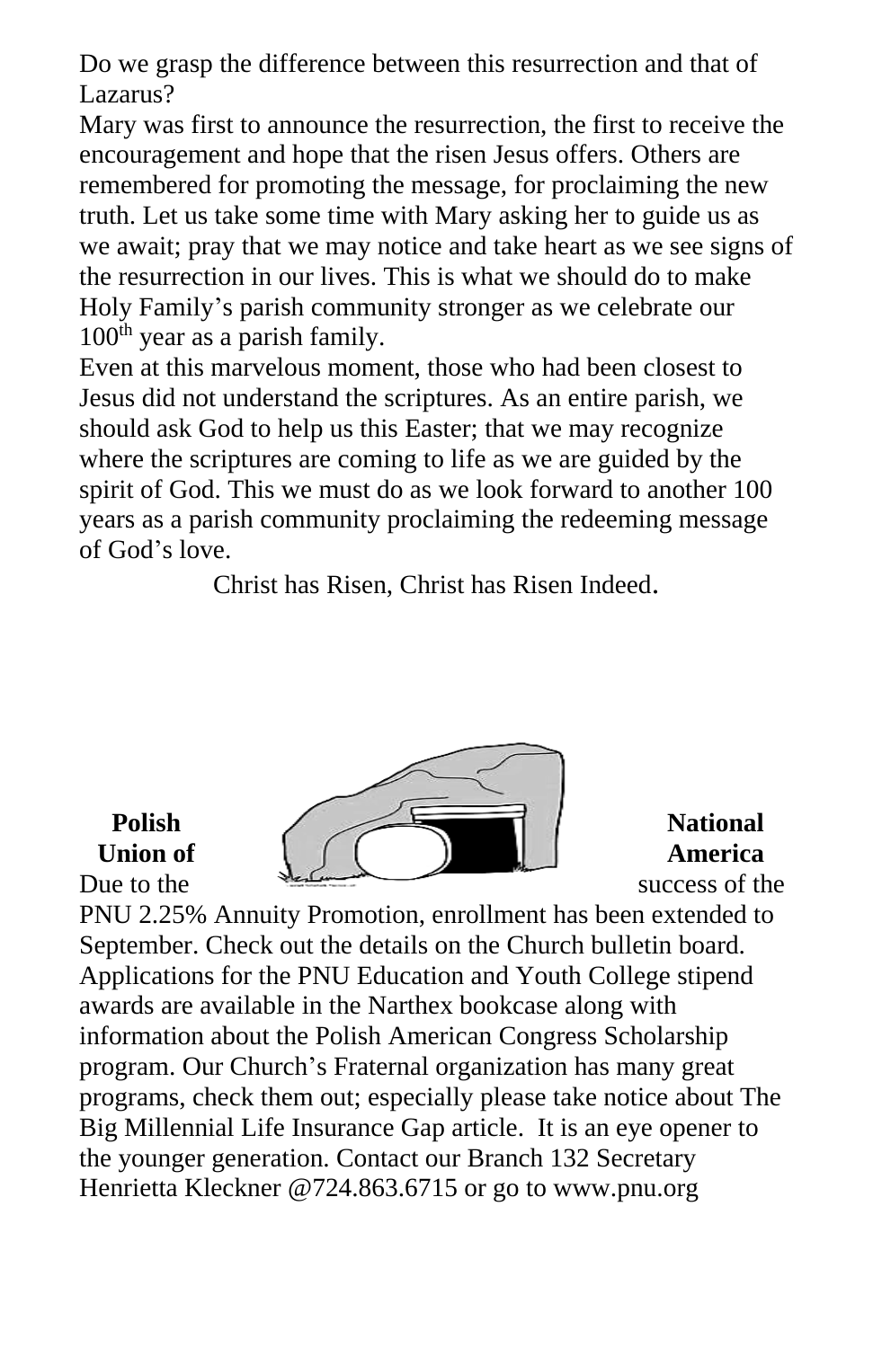Do we grasp the difference between this resurrection and that of Lazarus?

Mary was first to announce the resurrection, the first to receive the encouragement and hope that the risen Jesus offers. Others are remembered for promoting the message, for proclaiming the new truth. Let us take some time with Mary asking her to guide us as we await; pray that we may notice and take heart as we see signs of the resurrection in our lives. This is what we should do to make Holy Family's parish community stronger as we celebrate our 100th year as a parish family.

Even at this marvelous moment, those who had been closest to Jesus did not understand the scriptures. As an entire parish, we should ask God to help us this Easter; that we may recognize where the scriptures are coming to life as we are guided by the spirit of God. This we must do as we look forward to another 100 years as a parish community proclaiming the redeeming message of God's love.

Christ has Risen, Christ has Risen Indeed.

**Polish National Union of America**

Due to the success of the PNU 2.25% Annuity Promotion, enrollment has been extended to September. Check out the details on the Church bulletin board. Applications for the PNU Education and Youth College stipend awards are available in the Narthex bookcase along with information about the Polish American Congress Scholarship program. Our Church's Fraternal organization has many great programs, check them out; especially please take notice about The Big Millennial Life Insurance Gap article. It is an eye opener to the younger generation. Contact our Branch 132 Secretary Henrietta Kleckner @724.863.6715 or go to www.pnu.org